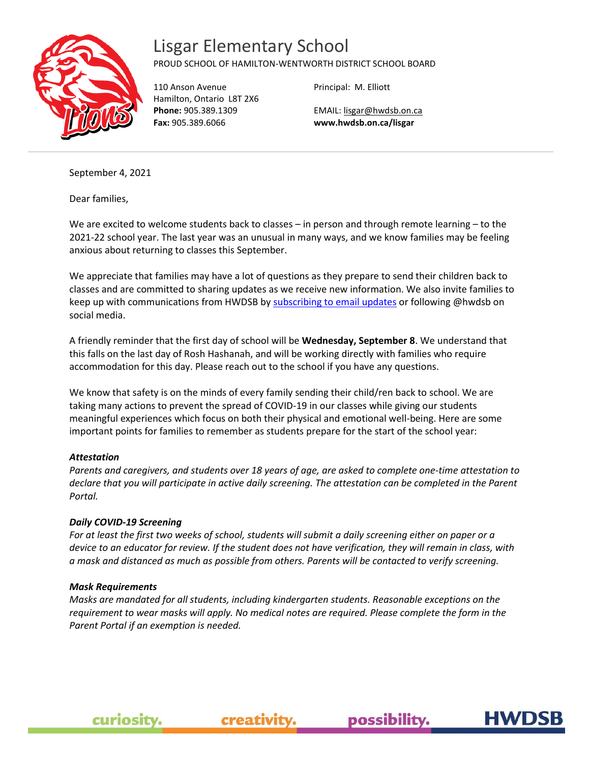# Lisgar Elementary School

PROUD SCHOOL OF HAMILTON-WENTWORTH DISTRICT SCHOOL BOARD

110 Anson Avenue
Hamilton, Ontario L8T 2X6
**Phone:** 905.389.1309
**Fax:** 905.389.6066

Principal: M. Elliott

EMAIL: lisgar@hwdsb.on.ca
**www.hwdsb.on.ca/lisgar**

---

September 4, 2021

Dear families,

We are excited to welcome students back to classes – in person and through remote learning – to the 2021-22 school year. The last year was an unusual in many ways, and we know families may be feeling anxious about returning to classes this September.

We appreciate that families may have a lot of questions as they prepare to send their children back to classes and are committed to sharing updates as we receive new information. We also invite families to keep up with communications from HWDSB by subscribing to email updates or following @hwdsb on social media.

A friendly reminder that the first day of school will be **Wednesday, September 8**. We understand that this falls on the last day of Rosh Hashanah, and will be working directly with families who require accommodation for this day. Please reach out to the school if you have any questions.

We know that safety is on the minds of every family sending their child/ren back to school. We are taking many actions to prevent the spread of COVID-19 in our classes while giving our students meaningful experiences which focus on both their physical and emotional well-being. Here are some important points for families to remember as students prepare for the start of the school year:

***Attestation***

*Parents and caregivers, and students over 18 years of age, are asked to complete one-time attestation to declare that you will participate in active daily screening. The attestation can be completed in the Parent Portal.*

***Daily COVID-19 Screening***

*For at least the first two weeks of school, students will submit a daily screening either on paper or a device to an educator for review. If the student does not have verification, they will remain in class, with a mask and distanced as much as possible from others. Parents will be contacted to verify screening.*

***Mask Requirements***

*Masks are mandated for all students, including kindergarten students. Reasonable exceptions on the requirement to wear masks will apply. No medical notes are required. Please complete the form in the Parent Portal if an exemption is needed.*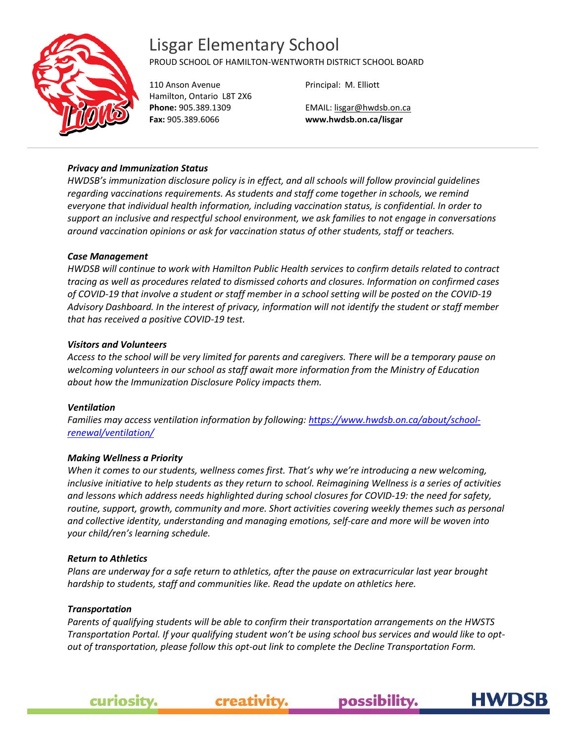# Lisgar Elementary School

PROUD SCHOOL OF HAMILTON-WENTWORTH DISTRICT SCHOOL BOARD

110 Anson Avenue
Hamilton, Ontario L8T 2X6
**Phone:** 905.389.1309
**Fax:** 905.389.6066

Principal: M. Elliott

EMAIL: lisgar@hwdsb.on.ca
**www.hwdsb.on.ca/lisgar**

***Privacy and Immunization Status***
*HWDSB's immunization disclosure policy is in effect, and all schools will follow provincial guidelines regarding vaccinations requirements. As students and staff come together in schools, we remind everyone that individual health information, including vaccination status, is confidential. In order to support an inclusive and respectful school environment, we ask families to not engage in conversations around vaccination opinions or ask for vaccination status of other students, staff or teachers.*

***Case Management***
*HWDSB will continue to work with Hamilton Public Health services to confirm details related to contract tracing as well as procedures related to dismissed cohorts and closures. Information on confirmed cases of COVID-19 that involve a student or staff member in a school setting will be posted on the COVID-19 Advisory Dashboard. In the interest of privacy, information will not identify the student or staff member that has received a positive COVID-19 test.*

***Visitors and Volunteers***
*Access to the school will be very limited for parents and caregivers. There will be a temporary pause on welcoming volunteers in our school as staff await more information from the Ministry of Education about how the Immunization Disclosure Policy impacts them.*

***Ventilation***
*Families may access ventilation information by following: https://www.hwdsb.on.ca/about/school-renewal/ventilation/*

***Making Wellness a Priority***
*When it comes to our students, wellness comes first. That's why we're introducing a new welcoming, inclusive initiative to help students as they return to school. Reimagining Wellness is a series of activities and lessons which address needs highlighted during school closures for COVID-19: the need for safety, routine, support, growth, community and more. Short activities covering weekly themes such as personal and collective identity, understanding and managing emotions, self-care and more will be woven into your child/ren's learning schedule.*

***Return to Athletics***
*Plans are underway for a safe return to athletics, after the pause on extracurricular last year brought hardship to students, staff and communities like. Read the update on athletics here.*

***Transportation***
*Parents of qualifying students will be able to confirm their transportation arrangements on the HWSTS Transportation Portal. If your qualifying student won't be using school bus services and would like to opt-out of transportation, please follow this opt-out link to complete the Decline Transportation Form.*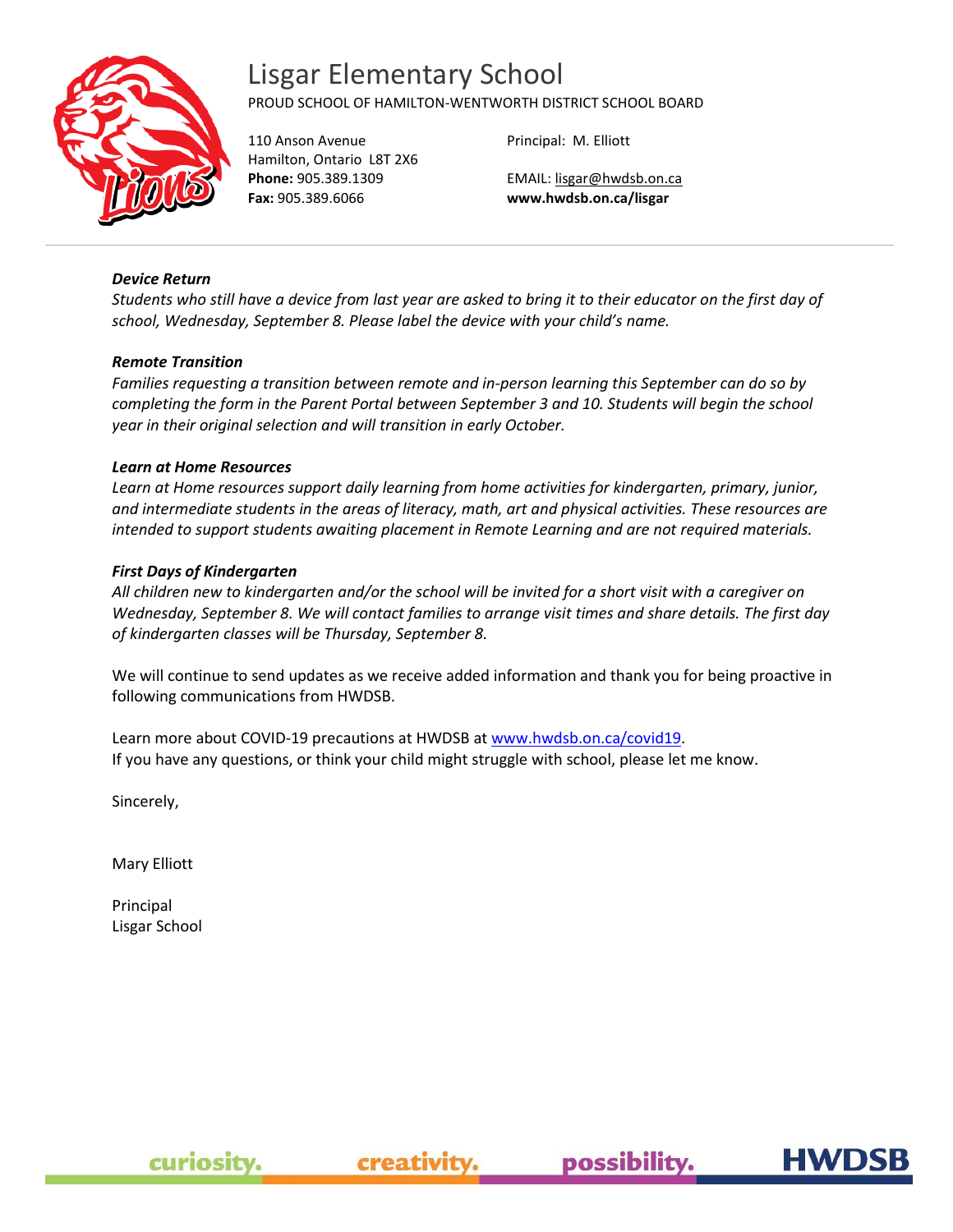# Lisgar Elementary School

PROUD SCHOOL OF HAMILTON-WENTWORTH DISTRICT SCHOOL BOARD

110 Anson Avenue
Hamilton, Ontario L8T 2X6
**Phone:** 905.389.1309
**Fax:** 905.389.6066

Principal: M. Elliott

EMAIL: lisgar@hwdsb.on.ca
**www.hwdsb.on.ca/lisgar**

***Device Return***

*Students who still have a device from last year are asked to bring it to their educator on the first day of school, Wednesday, September 8. Please label the device with your child's name.*

***Remote Transition***

*Families requesting a transition between remote and in-person learning this September can do so by completing the form in the Parent Portal between September 3 and 10. Students will begin the school year in their original selection and will transition in early October.*

***Learn at Home Resources***

*Learn at Home resources support daily learning from home activities for kindergarten, primary, junior, and intermediate students in the areas of literacy, math, art and physical activities. These resources are intended to support students awaiting placement in Remote Learning and are not required materials.*

***First Days of Kindergarten***

*All children new to kindergarten and/or the school will be invited for a short visit with a caregiver on Wednesday, September 8. We will contact families to arrange visit times and share details. The first day of kindergarten classes will be Thursday, September 8.*

We will continue to send updates as we receive added information and thank you for being proactive in following communications from HWDSB.

Learn more about COVID-19 precautions at HWDSB at www.hwdsb.on.ca/covid19.
If you have any questions, or think your child might struggle with school, please let me know.

Sincerely,

Mary Elliott

Principal
Lisgar School

curiosity. creativity. possibility. HWDSB